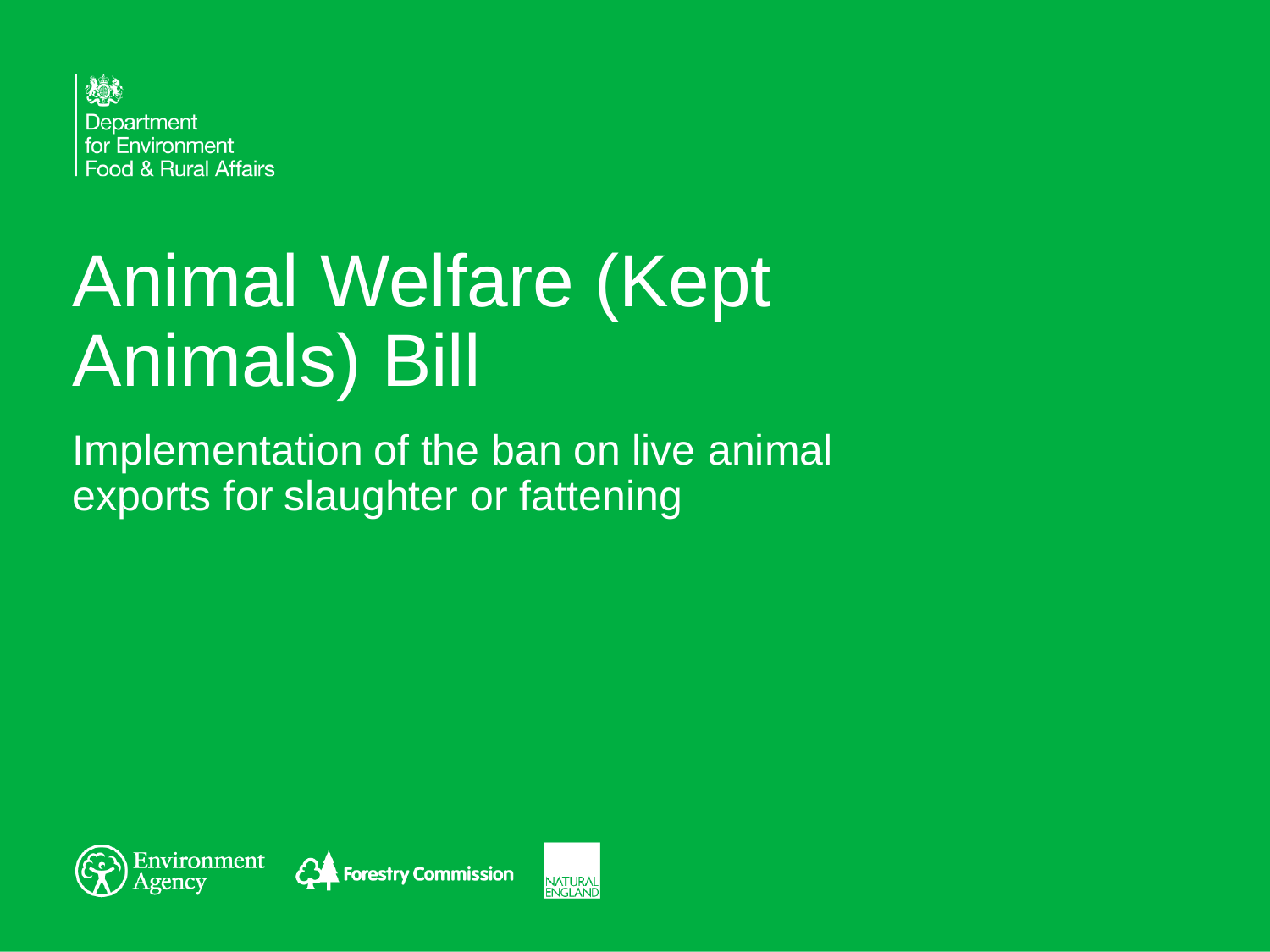Department for Environment Food & Rural Affairs

# Animal Welfare (Kept Animals) Bill

## Implementation of the ban on live animal exports for slaughter or fattening

Environment Agency

Forestry Commission

NATURAL ENGLAND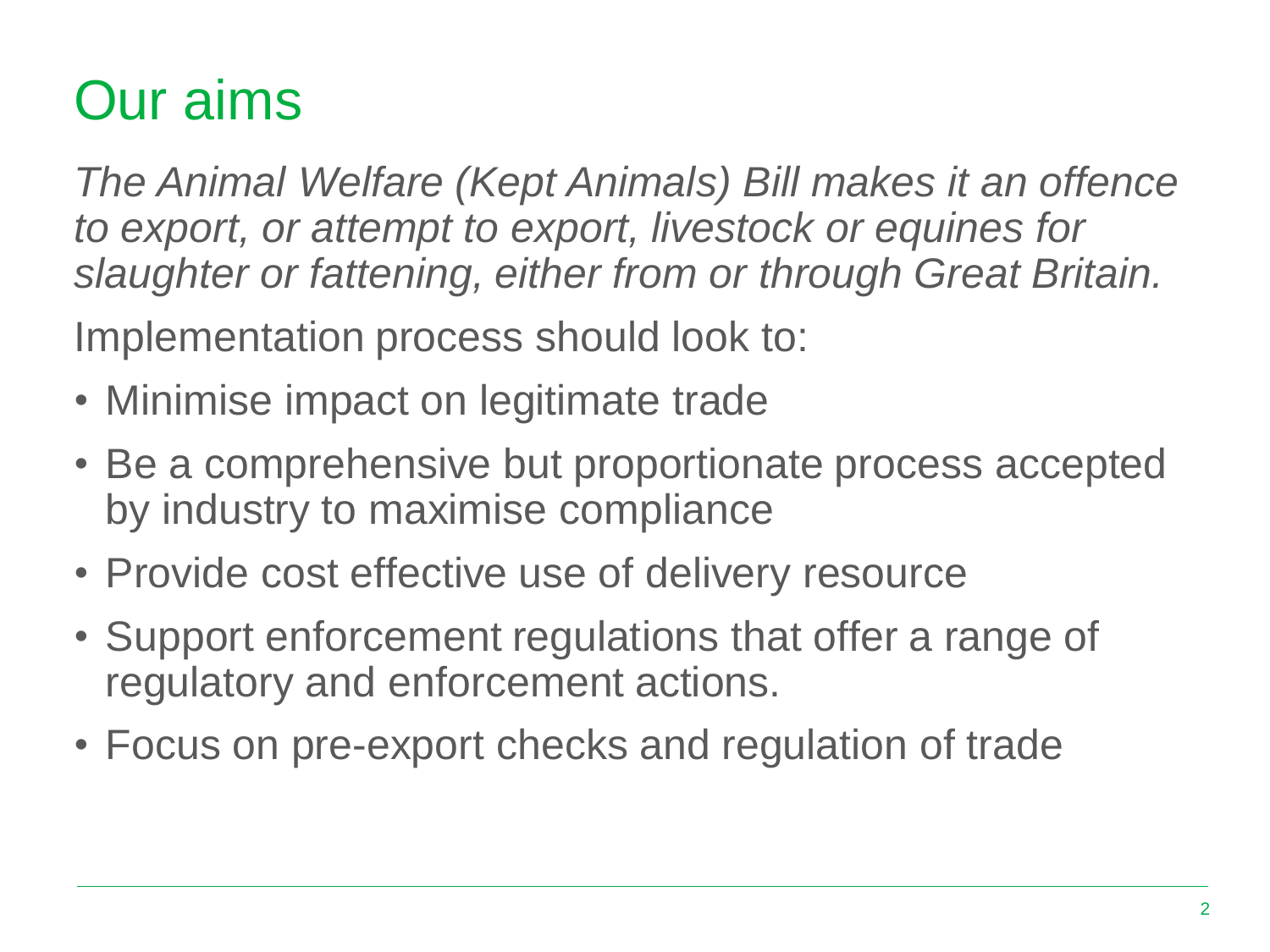# Our aims

*The Animal Welfare (Kept Animals) Bill makes it an offence to export, or attempt to export, livestock or equines for slaughter or fattening, either from or through Great Britain.*

Implementation process should look to:

- Minimise impact on legitimate trade
- Be a comprehensive but proportionate process accepted by industry to maximise compliance
- Provide cost effective use of delivery resource
- Support enforcement regulations that offer a range of regulatory and enforcement actions.
- Focus on pre-export checks and regulation of trade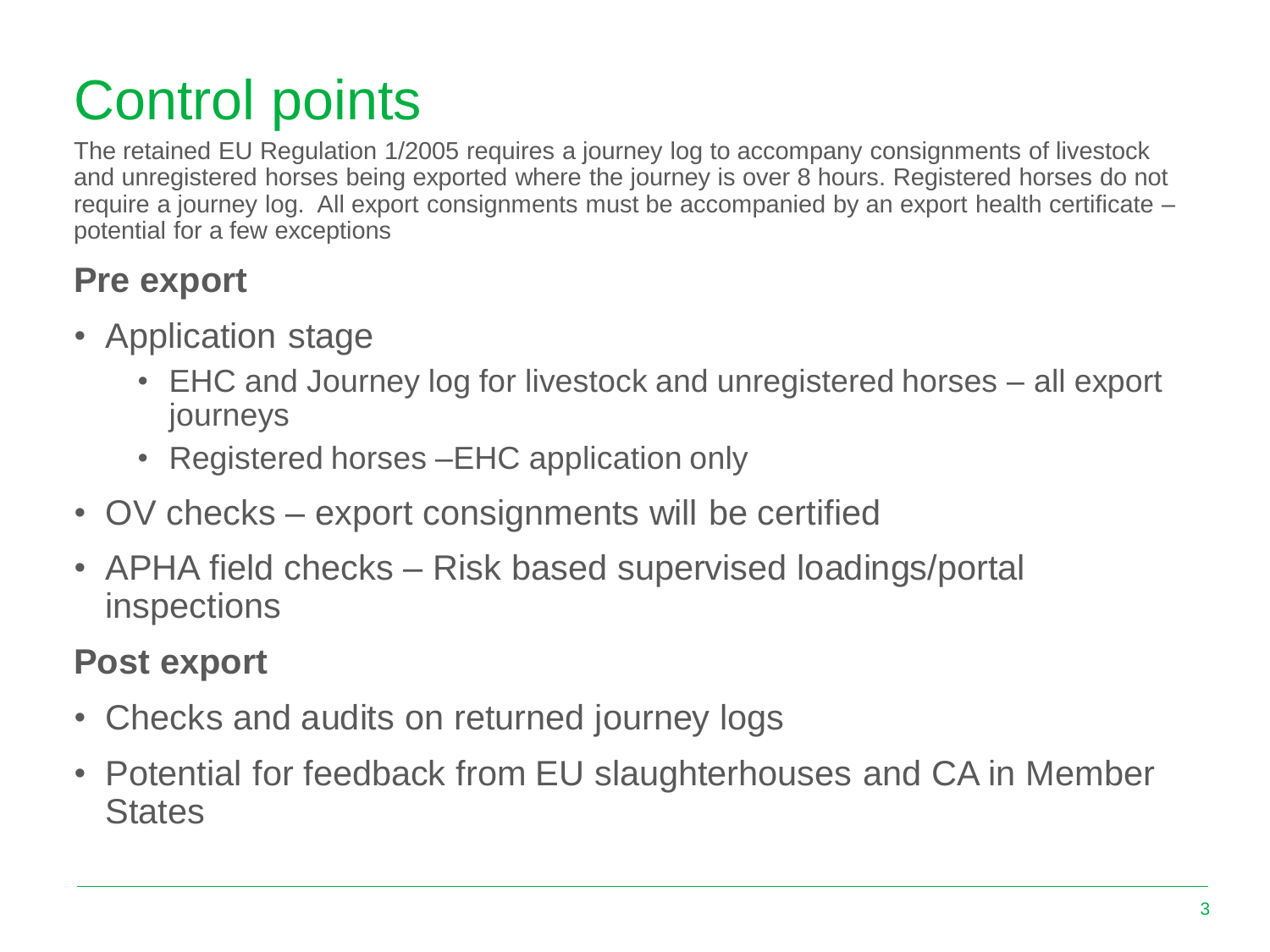# Control points

The retained EU Regulation 1/2005 requires a journey log to accompany consignments of livestock and unregistered horses being exported where the journey is over 8 hours. Registered horses do not require a journey log. All export consignments must be accompanied by an export health certificate – potential for a few exceptions

## Pre export

- Application stage
  - EHC and Journey log for livestock and unregistered horses – all export journeys
  - Registered horses –EHC application only
- OV checks – export consignments will be certified
- APHA field checks – Risk based supervised loadings/portal inspections

## Post export

- Checks and audits on returned journey logs
- Potential for feedback from EU slaughterhouses and CA in Member States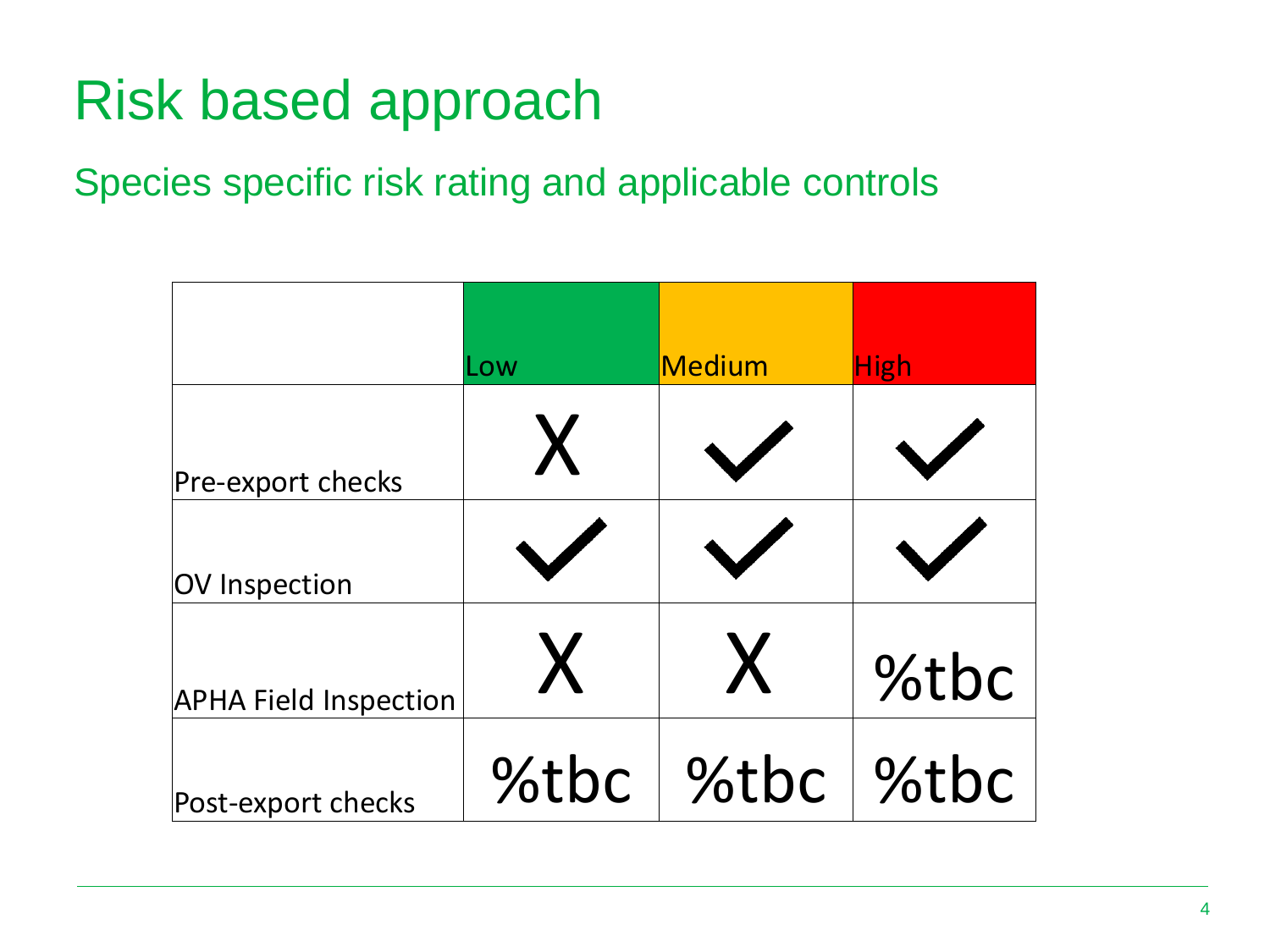# Risk based approach

## Species specific risk rating and applicable controls

| | Low | Medium | High |
|---|---|---|---|
| Pre-export checks | X | ✓ | ✓ |
| OV Inspection | ✓ | ✓ | ✓ |
| APHA Field Inspection | X | X | %tbc |
| Post-export checks | %tbc | %tbc | %tbc |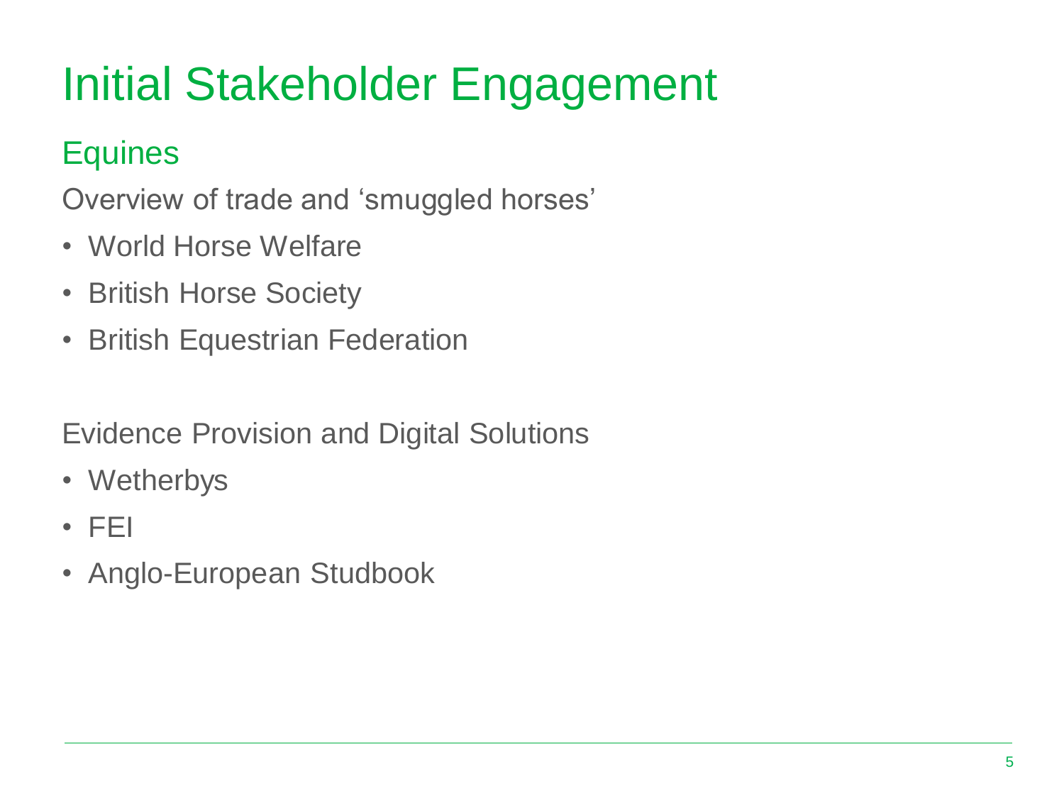# Initial Stakeholder Engagement

## Equines

Overview of trade and 'smuggled horses'

- World Horse Welfare
- British Horse Society
- British Equestrian Federation

Evidence Provision and Digital Solutions

- Wetherbys
- FEI
- Anglo-European Studbook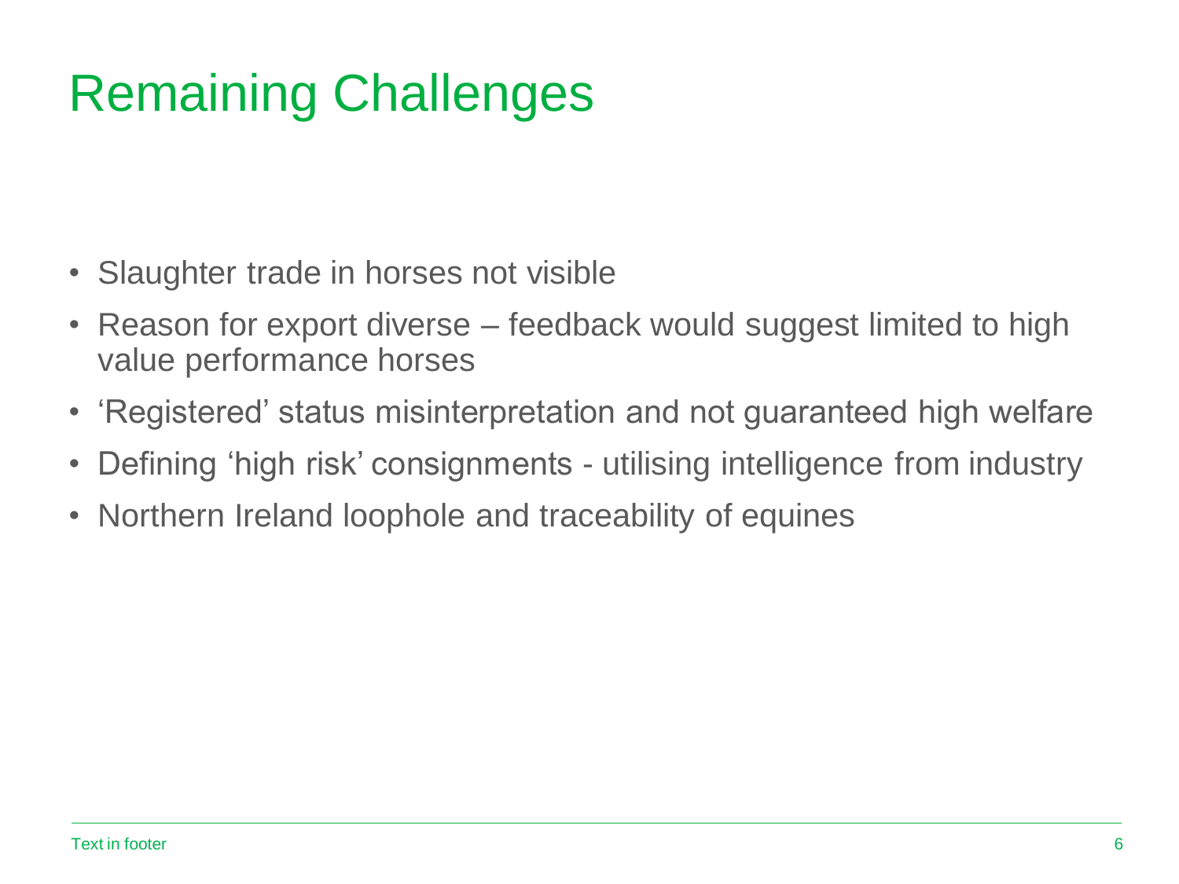# Remaining Challenges

- Slaughter trade in horses not visible
- Reason for export diverse – feedback would suggest limited to high value performance horses
- ‘Registered’ status misinterpretation and not guaranteed high welfare
- Defining ‘high risk’ consignments - utilising intelligence from industry
- Northern Ireland loophole and traceability of equines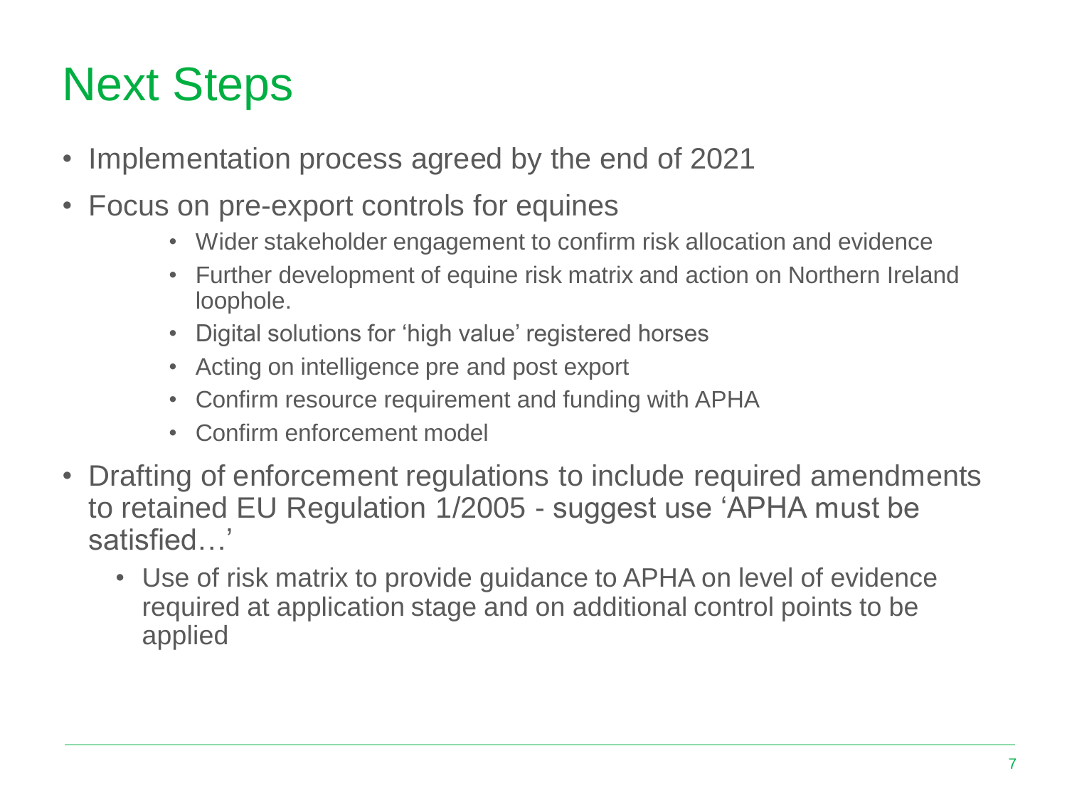# Next Steps

- Implementation process agreed by the end of 2021
- Focus on pre-export controls for equines
  - Wider stakeholder engagement to confirm risk allocation and evidence
  - Further development of equine risk matrix and action on Northern Ireland loophole.
  - Digital solutions for 'high value' registered horses
  - Acting on intelligence pre and post export
  - Confirm resource requirement and funding with APHA
  - Confirm enforcement model
- Drafting of enforcement regulations to include required amendments to retained EU Regulation 1/2005 - suggest use 'APHA must be satisfied…'
  - Use of risk matrix to provide guidance to APHA on level of evidence required at application stage and on additional control points to be applied